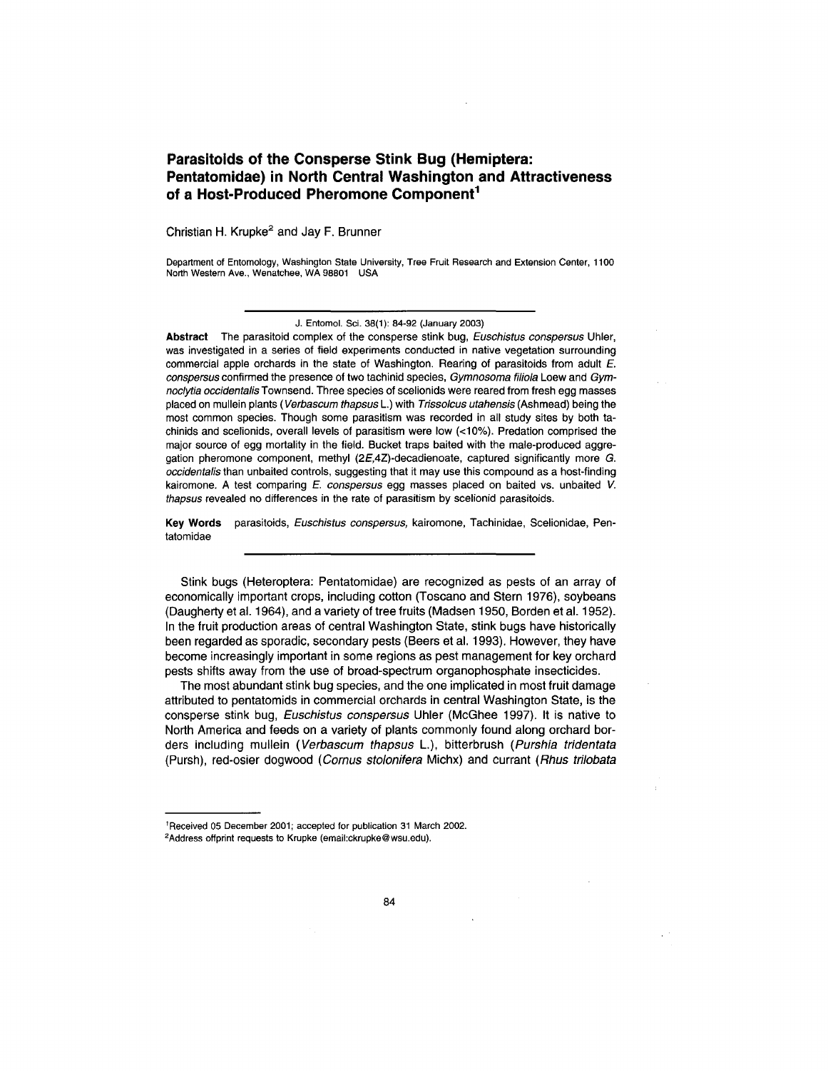# Parasitoids of the Consperse Stink Bug (Hemiptera: Pentatomidae) in North Central Washington and Attractiveness of a Host-Produced Pheromone Component[1]

Christian H. Krupke[2] and Jay F. Brunner

Department of Entomology, Washington State University, Tree Fruit Research and Extension Center, 1100 North Western Ave., Wenatchee, WA 98801 USA

J. Entomol. Sci. 38(1): 84-92 (January 2003)

**Abstract** The parasitoid complex of the consperse stink bug, *Euschistus conspersus* Uhler, was investigated in a series of field experiments conducted in native vegetation surrounding commercial apple orchards in the state of Washington. Rearing of parasitoids from adult *E. conspersus* confirmed the presence of two tachinid species, *Gymnosoma filiola* Loew and *Gymnoclytia occidentalis* Townsend. Three species of scelionids were reared from fresh egg masses placed on mullein plants (*Verbascum thapsus* L.) with *Trissolcus utahensis* (Ashmead) being the most common species. Though some parasitism was recorded in all study sites by both tachinids and scelionids, overall levels of parasitism were low (<10%). Predation comprised the major source of egg mortality in the field. Bucket traps baited with the male-produced aggregation pheromone component, methyl (2*E*,4*Z*)-decadienoate, captured significantly more *G. occidentalis* than unbaited controls, suggesting that it may use this compound as a host-finding kairomone. A test comparing *E. conspersus* egg masses placed on baited vs. unbaited *V. thapsus* revealed no differences in the rate of parasitism by scelionid parasitoids.

**Key Words** parasitoids, *Euschistus conspersus,* kairomone, Tachinidae, Scelionidae, Pentatomidae

Stink bugs (Heteroptera: Pentatomidae) are recognized as pests of an array of economically important crops, including cotton (Toscano and Stern 1976), soybeans (Daugherty et al. 1964), and a variety of tree fruits (Madsen 1950, Borden et al. 1952). In the fruit production areas of central Washington State, stink bugs have historically been regarded as sporadic, secondary pests (Beers et al. 1993). However, they have become increasingly important in some regions as pest management for key orchard pests shifts away from the use of broad-spectrum organophosphate insecticides.

The most abundant stink bug species, and the one implicated in most fruit damage attributed to pentatomids in commercial orchards in central Washington State, is the consperse stink bug, *Euschistus conspersus* Uhler (McGhee 1997). It is native to North America and feeds on a variety of plants commonly found along orchard borders including mullein (*Verbascum thapsus* L.), bitterbrush (*Purshia tridentata* (Pursh), red-osier dogwood (*Cornus stolonifera* Michx) and currant (*Rhus trilobata*

[1]Received 05 December 2001; accepted for publication 31 March 2002.

[2]Address offprint requests to Krupke (email:ckrupke@wsu.edu).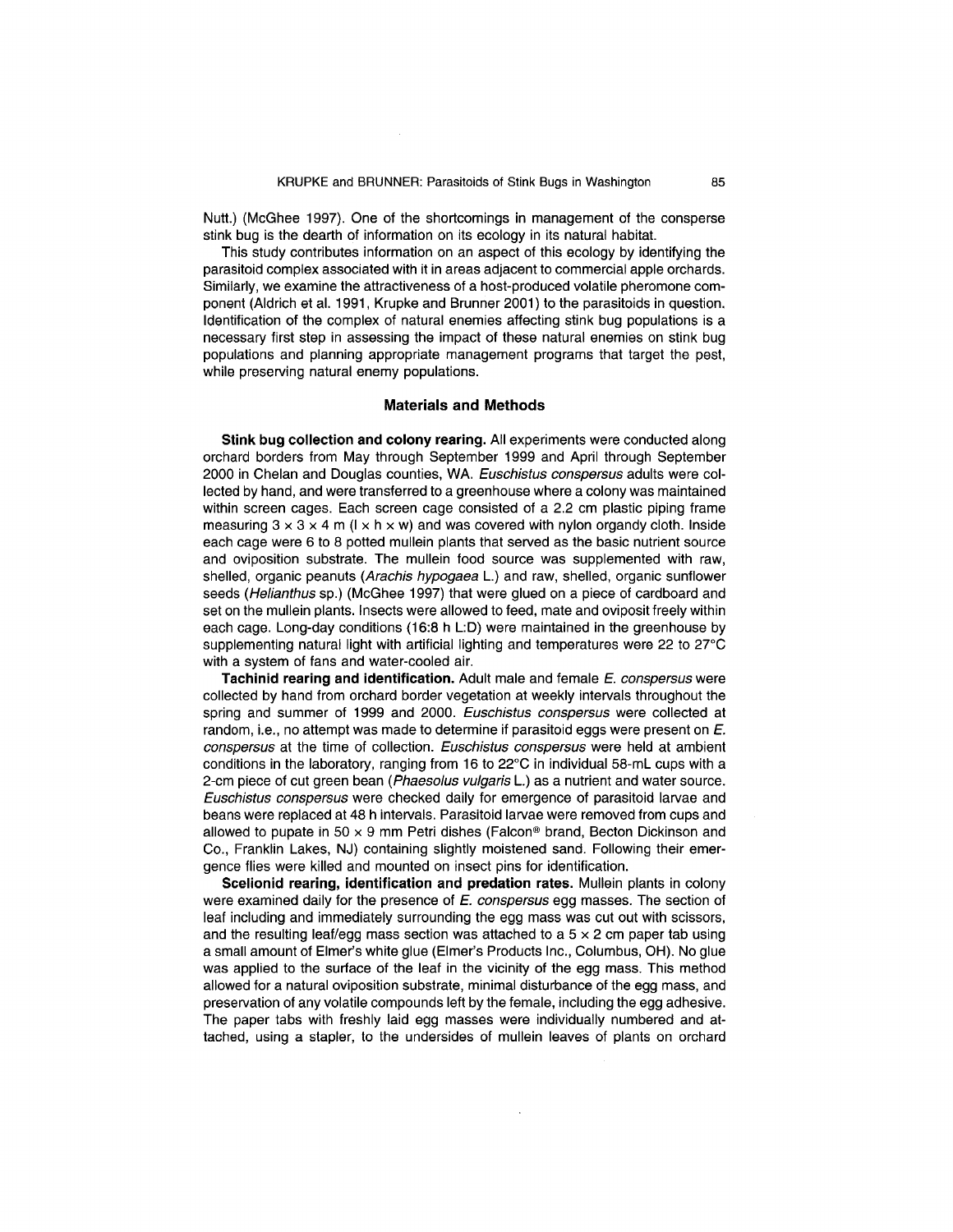Nutt.) (McGhee 1997). One of the shortcomings in management of the consperse stink bug is the dearth of information on its ecology in its natural habitat.

This study contributes information on an aspect of this ecology by identifying the parasitoid complex associated with it in areas adjacent to commercial apple orchards. Similarly, we examine the attractiveness of a host-produced volatile pheromone component (Aldrich et al. 1991, Krupke and Brunner 2001) to the parasitoids in question. Identification of the complex of natural enemies affecting stink bug populations is a necessary first step in assessing the impact of these natural enemies on stink bug populations and planning appropriate management programs that target the pest, while preserving natural enemy populations.

## Materials and Methods

**Stink bug collection and colony rearing.** All experiments were conducted along orchard borders from May through September 1999 and April through September 2000 in Chelan and Douglas counties, WA. *Euschistus conspersus* adults were collected by hand, and were transferred to a greenhouse where a colony was maintained within screen cages. Each screen cage consisted of a 2.2 cm plastic piping frame measuring 3 × 3 × 4 m (l × h × w) and was covered with nylon organdy cloth. Inside each cage were 6 to 8 potted mullein plants that served as the basic nutrient source and oviposition substrate. The mullein food source was supplemented with raw, shelled, organic peanuts (*Arachis hypogaea* L.) and raw, shelled, organic sunflower seeds (*Helianthus* sp.) (McGhee 1997) that were glued on a piece of cardboard and set on the mullein plants. Insects were allowed to feed, mate and oviposit freely within each cage. Long-day conditions (16:8 h L:D) were maintained in the greenhouse by supplementing natural light with artificial lighting and temperatures were 22 to 27°C with a system of fans and water-cooled air.

**Tachinid rearing and identification.** Adult male and female *E. conspersus* were collected by hand from orchard border vegetation at weekly intervals throughout the spring and summer of 1999 and 2000. *Euschistus conspersus* were collected at random, i.e., no attempt was made to determine if parasitoid eggs were present on *E. conspersus* at the time of collection. *Euschistus conspersus* were held at ambient conditions in the laboratory, ranging from 16 to 22°C in individual 58-mL cups with a 2-cm piece of cut green bean (*Phaesolus vulgaris* L.) as a nutrient and water source. *Euschistus conspersus* were checked daily for emergence of parasitoid larvae and beans were replaced at 48 h intervals. Parasitoid larvae were removed from cups and allowed to pupate in 50 × 9 mm Petri dishes (Falcon® brand, Becton Dickinson and Co., Franklin Lakes, NJ) containing slightly moistened sand. Following their emergence flies were killed and mounted on insect pins for identification.

**Scelionid rearing, identification and predation rates.** Mullein plants in colony were examined daily for the presence of *E. conspersus* egg masses. The section of leaf including and immediately surrounding the egg mass was cut out with scissors, and the resulting leaf/egg mass section was attached to a 5 × 2 cm paper tab using a small amount of Elmer's white glue (Elmer's Products Inc., Columbus, OH). No glue was applied to the surface of the leaf in the vicinity of the egg mass. This method allowed for a natural oviposition substrate, minimal disturbance of the egg mass, and preservation of any volatile compounds left by the female, including the egg adhesive. The paper tabs with freshly laid egg masses were individually numbered and attached, using a stapler, to the undersides of mullein leaves of plants on orchard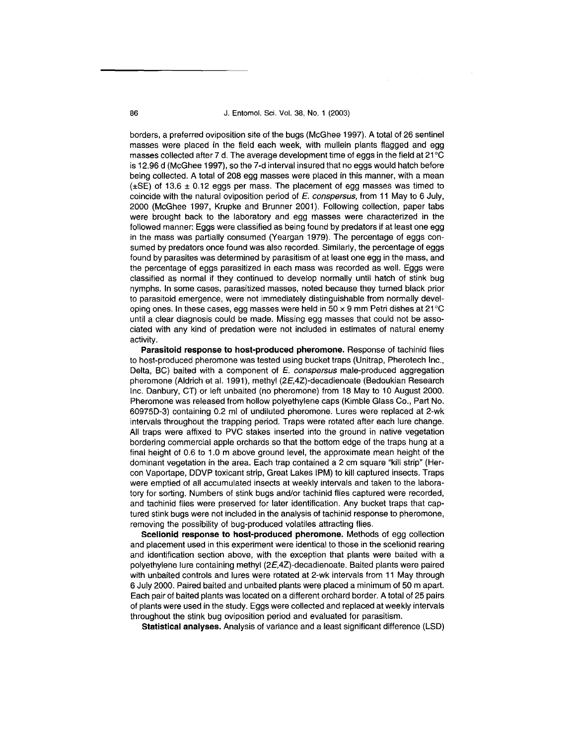borders, a preferred oviposition site of the bugs (McGhee 1997). A total of 26 sentinel masses were placed in the field each week, with mullein plants flagged and egg masses collected after 7 d. The average development time of eggs in the field at 21°C is 12.96 d (McGhee 1997), so the 7-d interval insured that no eggs would hatch before being collected. A total of 208 egg masses were placed in this manner, with a mean (±SE) of 13.6 ± 0.12 eggs per mass. The placement of egg masses was timed to coincide with the natural oviposition period of *E. conspersus*, from 11 May to 6 July, 2000 (McGhee 1997, Krupke and Brunner 2001). Following collection, paper tabs were brought back to the laboratory and egg masses were characterized in the followed manner: Eggs were classified as being found by predators if at least one egg in the mass was partially consumed (Yeargan 1979). The percentage of eggs consumed by predators once found was also recorded. Similarly, the percentage of eggs found by parasites was determined by parasitism of at least one egg in the mass, and the percentage of eggs parasitized in each mass was recorded as well. Eggs were classified as normal if they continued to develop normally until hatch of stink bug nymphs. In some cases, parasitized masses, noted because they turned black prior to parasitoid emergence, were not immediately distinguishable from normally developing ones. In these cases, egg masses were held in 50 × 9 mm Petri dishes at 21°C until a clear diagnosis could be made. Missing egg masses that could not be associated with any kind of predation were not included in estimates of natural enemy activity.

**Parasitoid response to host-produced pheromone.** Response of tachinid flies to host-produced pheromone was tested using bucket traps (Unitrap, Pherotech Inc., Delta, BC) baited with a component of *E. conspersus* male-produced aggregation pheromone (Aldrich et al. 1991), methyl (2*E*,4*Z*)-decadienoate (Bedoukian Research Inc. Danbury, CT) or left unbaited (no pheromone) from 18 May to 10 August 2000. Pheromone was released from hollow polyethylene caps (Kimble Glass Co., Part No. 60975D-3) containing 0.2 ml of undiluted pheromone. Lures were replaced at 2-wk intervals throughout the trapping period. Traps were rotated after each lure change. All traps were affixed to PVC stakes inserted into the ground in native vegetation bordering commercial apple orchards so that the bottom edge of the traps hung at a final height of 0.6 to 1.0 m above ground level, the approximate mean height of the dominant vegetation in the area. Each trap contained a 2 cm square "kill strip" (Hercon Vaportape, DDVP toxicant strip, Great Lakes IPM) to kill captured insects. Traps were emptied of all accumulated insects at weekly intervals and taken to the laboratory for sorting. Numbers of stink bugs and/or tachinid flies captured were recorded, and tachinid flies were preserved for later identification. Any bucket traps that captured stink bugs were not included in the analysis of tachinid response to pheromone, removing the possibility of bug-produced volatiles attracting flies.

**Scelionid response to host-produced pheromone.** Methods of egg collection and placement used in this experiment were identical to those in the scelionid rearing and identification section above, with the exception that plants were baited with a polyethylene lure containing methyl (2*E*,4*Z*)-decadienoate. Baited plants were paired with unbaited controls and lures were rotated at 2-wk intervals from 11 May through 6 July 2000. Paired baited and unbaited plants were placed a minimum of 50 m apart. Each pair of baited plants was located on a different orchard border. A total of 25 pairs of plants were used in the study. Eggs were collected and replaced at weekly intervals throughout the stink bug oviposition period and evaluated for parasitism.

**Statistical analyses.** Analysis of variance and a least significant difference (LSD)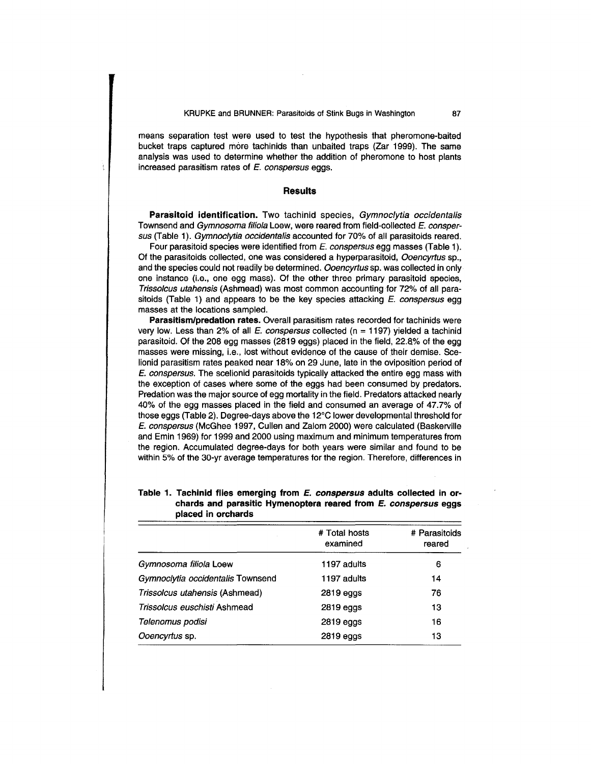means separation test were used to test the hypothesis that pheromone-baited bucket traps captured more tachinids than unbaited traps (Zar 1999). The same analysis was used to determine whether the addition of pheromone to host plants increased parasitism rates of *E. conspersus* eggs.

## Results

**Parasitoid identification.** Two tachinid species, *Gymnoclytia occidentalis* Townsend and *Gymnosoma filiola* Loew, were reared from field-collected *E. conspersus* (Table 1). *Gymnoclytia occidentalis* accounted for 70% of all parasitoids reared.

Four parasitoid species were identified from *E. conspersus* egg masses (Table 1). Of the parasitoids collected, one was considered a hyperparasitoid, *Ooencyrtus* sp., and the species could not readily be determined. *Ooencyrtus* sp. was collected in only one instance (i.e., one egg mass). Of the other three primary parasitoid species, *Trissolcus utahensis* (Ashmead) was most common accounting for 72% of all parasitoids (Table 1) and appears to be the key species attacking *E. conspersus* egg masses at the locations sampled.

**Parasitism/predation rates.** Overall parasitism rates recorded for tachinids were very low. Less than 2% of all *E. conspersus* collected (n = 1197) yielded a tachinid parasitoid. Of the 208 egg masses (2819 eggs) placed in the field, 22.8% of the egg masses were missing, i.e., lost without evidence of the cause of their demise. Scelionid parasitism rates peaked near 18% on 29 June, late in the oviposition period of *E. conspersus*. The scelionid parasitoids typically attacked the entire egg mass with the exception of cases where some of the eggs had been consumed by predators. Predation was the major source of egg mortality in the field. Predators attacked nearly 40% of the egg masses placed in the field and consumed an average of 47.7% of those eggs (Table 2). Degree-days above the 12°C lower developmental threshold for *E. conspersus* (McGhee 1997, Cullen and Zalom 2000) were calculated (Baskerville and Emin 1969) for 1999 and 2000 using maximum and minimum temperatures from the region. Accumulated degree-days for both years were similar and found to be within 5% of the 30-yr average temperatures for the region. Therefore, differences in

**Table 1. Tachinid flies emerging from *E. conspersus* adults collected in orchards and parasitic Hymenoptera reared from *E. conspersus* eggs placed in orchards**

| | # Total hosts examined | # Parasitoids reared |
|---|---|---|
| *Gymnosoma filiola* Loew | 1197 adults | 6 |
| *Gymnoclytia occidentalis* Townsend | 1197 adults | 14 |
| *Trissolcus utahensis* (Ashmead) | 2819 eggs | 76 |
| *Trissolcus euschisti* Ashmead | 2819 eggs | 13 |
| *Telenomus podisi* | 2819 eggs | 16 |
| *Ooencyrtus* sp. | 2819 eggs | 13 |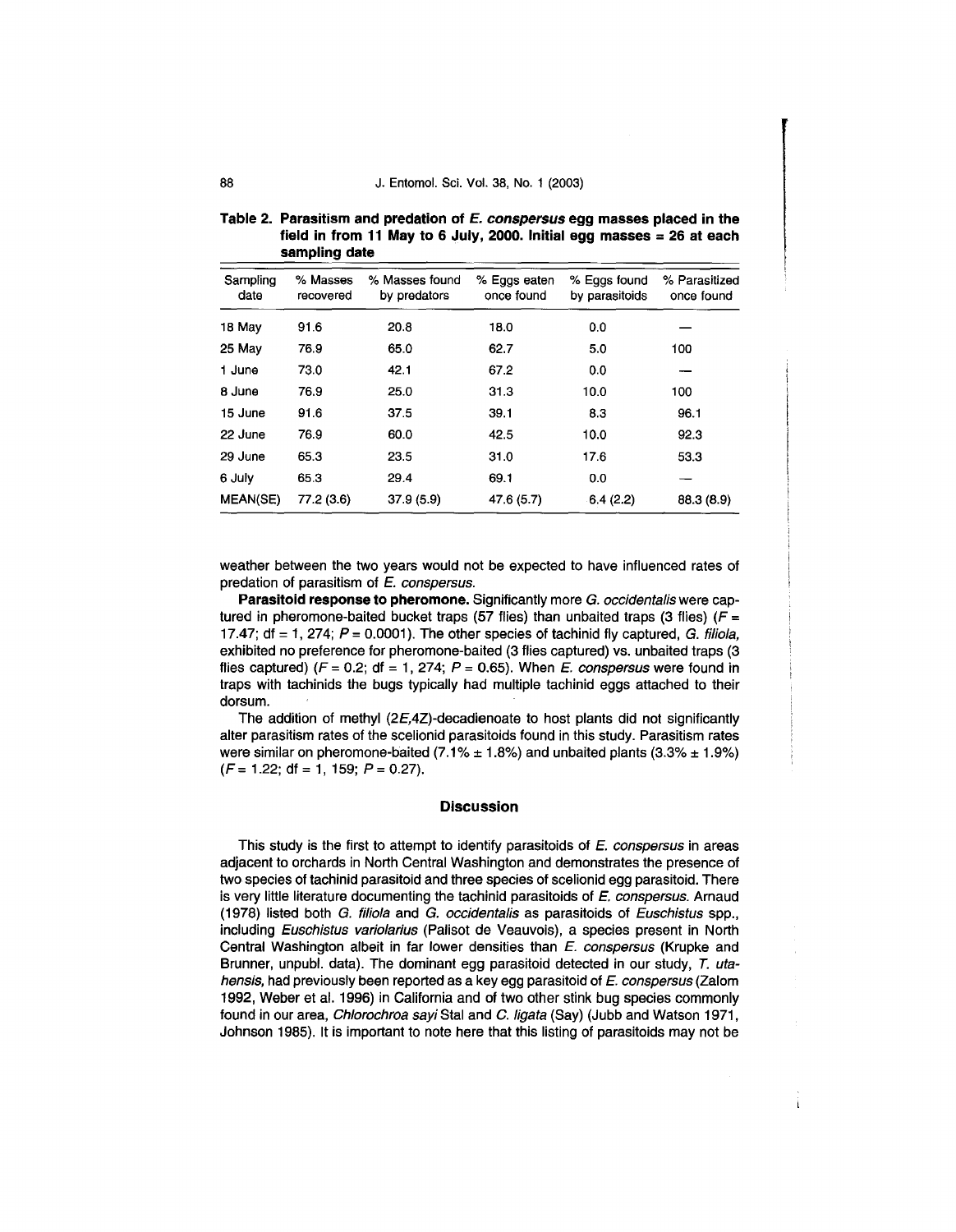**Table 2. Parasitism and predation of *E. conspersus* egg masses placed in the field in from 11 May to 6 July, 2000. Initial egg masses = 26 at each sampling date**

| Sampling date | % Masses recovered | % Masses found by predators | % Eggs eaten once found | % Eggs found by parasitoids | % Parasitized once found |
|---|---|---|---|---|---|
| 18 May | 91.6 | 20.8 | 18.0 | 0.0 | — |
| 25 May | 76.9 | 65.0 | 62.7 | 5.0 | 100 |
| 1 June | 73.0 | 42.1 | 67.2 | 0.0 | — |
| 8 June | 76.9 | 25.0 | 31.3 | 10.0 | 100 |
| 15 June | 91.6 | 37.5 | 39.1 | 8.3 | 96.1 |
| 22 June | 76.9 | 60.0 | 42.5 | 10.0 | 92.3 |
| 29 June | 65.3 | 23.5 | 31.0 | 17.6 | 53.3 |
| 6 July | 65.3 | 29.4 | 69.1 | 0.0 | — |
| MEAN(SE) | 77.2 (3.6) | 37.9 (5.9) | 47.6 (5.7) | 6.4 (2.2) | 88.3 (8.9) |

weather between the two years would not be expected to have influenced rates of predation of parasitism of *E. conspersus*.

**Parasitoid response to pheromone.** Significantly more *G. occidentalis* were captured in pheromone-baited bucket traps (57 flies) than unbaited traps (3 flies) ($F = 17.47$; df = 1, 274; $P = 0.0001$). The other species of tachinid fly captured, *G. filiola*, exhibited no preference for pheromone-baited (3 flies captured) vs. unbaited traps (3 flies captured) ($F = 0.2$; df = 1, 274; $P = 0.65$). When *E. conspersus* were found in traps with tachinids the bugs typically had multiple tachinid eggs attached to their dorsum.

The addition of methyl (2*E*,4*Z*)-decadienoate to host plants did not significantly alter parasitism rates of the scelionid parasitoids found in this study. Parasitism rates were similar on pheromone-baited (7.1% ± 1.8%) and unbaited plants (3.3% ± 1.9%) ($F = 1.22$; df = 1, 159; $P = 0.27$).

## Discussion

This study is the first to attempt to identify parasitoids of *E. conspersus* in areas adjacent to orchards in North Central Washington and demonstrates the presence of two species of tachinid parasitoid and three species of scelionid egg parasitoid. There is very little literature documenting the tachinid parasitoids of *E. conspersus*. Arnaud (1978) listed both *G. filiola* and *G. occidentalis* as parasitoids of *Euschistus* spp., including *Euschistus variolarius* (Palisot de Veauvois), a species present in North Central Washington albeit in far lower densities than *E. conspersus* (Krupke and Brunner, unpubl. data). The dominant egg parasitoid detected in our study, *T. utahensis*, had previously been reported as a key egg parasitoid of *E. conspersus* (Zalom 1992, Weber et al. 1996) in California and of two other stink bug species commonly found in our area, *Chlorochroa sayi* Stal and *C. ligata* (Say) (Jubb and Watson 1971, Johnson 1985). It is important to note here that this listing of parasitoids may not be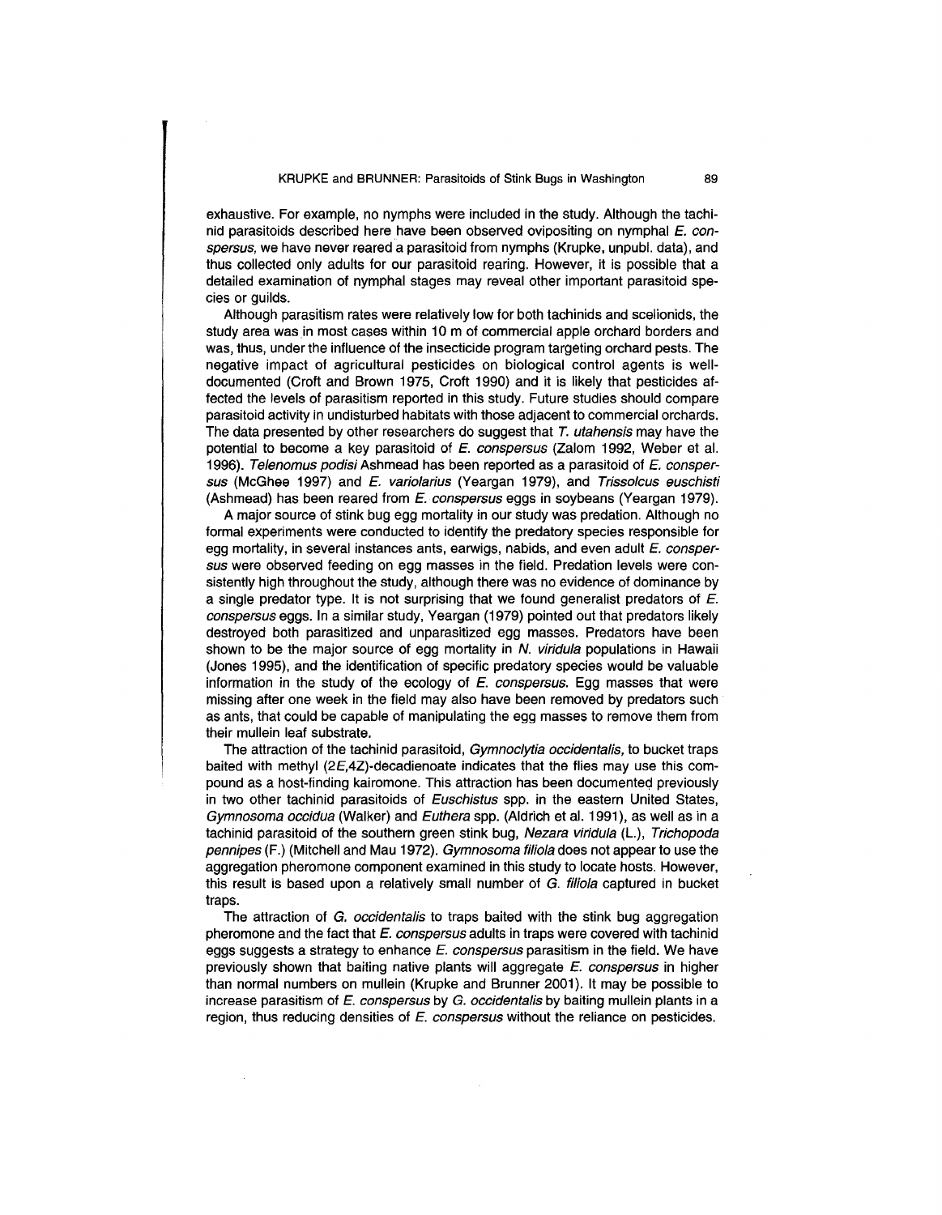exhaustive. For example, no nymphs were included in the study. Although the tachinid parasitoids described here have been observed ovipositing on nymphal *E. conspersus*, we have never reared a parasitoid from nymphs (Krupke, unpubl. data), and thus collected only adults for our parasitoid rearing. However, it is possible that a detailed examination of nymphal stages may reveal other important parasitoid species or guilds.

Although parasitism rates were relatively low for both tachinids and scelionids, the study area was in most cases within 10 m of commercial apple orchard borders and was, thus, under the influence of the insecticide program targeting orchard pests. The negative impact of agricultural pesticides on biological control agents is well-documented (Croft and Brown 1975, Croft 1990) and it is likely that pesticides affected the levels of parasitism reported in this study. Future studies should compare parasitoid activity in undisturbed habitats with those adjacent to commercial orchards. The data presented by other researchers do suggest that *T. utahensis* may have the potential to become a key parasitoid of *E. conspersus* (Zalom 1992, Weber et al. 1996). *Telenomus podisi* Ashmead has been reported as a parasitoid of *E. conspersus* (McGhee 1997) and *E. variolarius* (Yeargan 1979), and *Trissolcus euschisti* (Ashmead) has been reared from *E. conspersus* eggs in soybeans (Yeargan 1979).

A major source of stink bug egg mortality in our study was predation. Although no formal experiments were conducted to identify the predatory species responsible for egg mortality, in several instances ants, earwigs, nabids, and even adult *E. conspersus* were observed feeding on egg masses in the field. Predation levels were consistently high throughout the study, although there was no evidence of dominance by a single predator type. It is not surprising that we found generalist predators of *E. conspersus* eggs. In a similar study, Yeargan (1979) pointed out that predators likely destroyed both parasitized and unparasitized egg masses. Predators have been shown to be the major source of egg mortality in *N. viridula* populations in Hawaii (Jones 1995), and the identification of specific predatory species would be valuable information in the study of the ecology of *E. conspersus*. Egg masses that were missing after one week in the field may also have been removed by predators such as ants, that could be capable of manipulating the egg masses to remove them from their mullein leaf substrate.

The attraction of the tachinid parasitoid, *Gymnoclytia occidentalis*, to bucket traps baited with methyl (2*E*,4*Z*)-decadienoate indicates that the flies may use this compound as a host-finding kairomone. This attraction has been documented previously in two other tachinid parasitoids of *Euschistus* spp. in the eastern United States, *Gymnosoma occidua* (Walker) and *Euthera* spp. (Aldrich et al. 1991), as well as in a tachinid parasitoid of the southern green stink bug, *Nezara viridula* (L.), *Trichopoda pennipes* (F.) (Mitchell and Mau 1972). *Gymnosoma filiola* does not appear to use the aggregation pheromone component examined in this study to locate hosts. However, this result is based upon a relatively small number of *G. filiola* captured in bucket traps.

The attraction of *G. occidentalis* to traps baited with the stink bug aggregation pheromone and the fact that *E. conspersus* adults in traps were covered with tachinid eggs suggests a strategy to enhance *E. conspersus* parasitism in the field. We have previously shown that baiting native plants will aggregate *E. conspersus* in higher than normal numbers on mullein (Krupke and Brunner 2001). It may be possible to increase parasitism of *E. conspersus* by *G. occidentalis* by baiting mullein plants in a region, thus reducing densities of *E. conspersus* without the reliance on pesticides.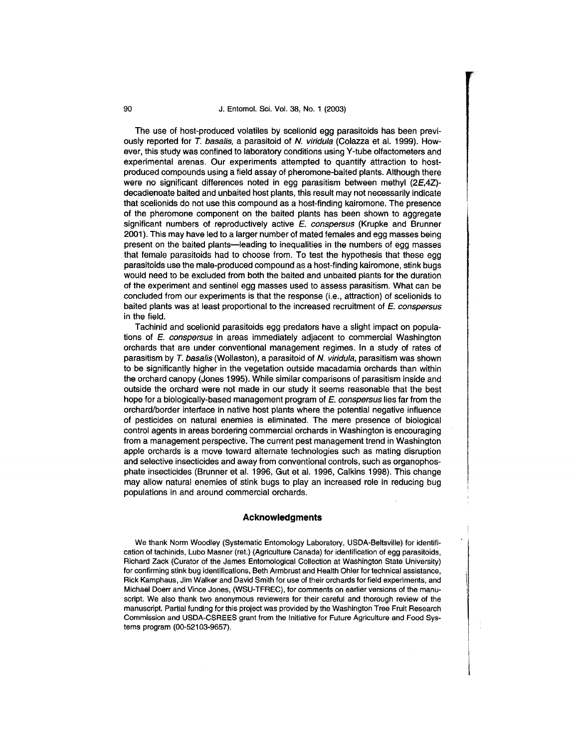The use of host-produced volatiles by scelionid egg parasitoids has been previously reported for *T. basalis*, a parasitoid of *N. viridula* (Colazza et al. 1999). However, this study was confined to laboratory conditions using Y-tube olfactometers and experimental arenas. Our experiments attempted to quantify attraction to host-produced compounds using a field assay of pheromone-baited plants. Although there were no significant differences noted in egg parasitism between methyl (2*E*,4*Z*)-decadienoate baited and unbaited host plants, this result may not necessarily indicate that scelionids do not use this compound as a host-finding kairomone. The presence of the pheromone component on the baited plants has been shown to aggregate significant numbers of reproductively active *E. conspersus* (Krupke and Brunner 2001). This may have led to a larger number of mated females and egg masses being present on the baited plants—leading to inequalities in the numbers of egg masses that female parasitoids had to choose from. To test the hypothesis that these egg parasitoids use the male-produced compound as a host-finding kairomone, stink bugs would need to be excluded from both the baited and unbaited plants for the duration of the experiment and sentinel egg masses used to assess parasitism. What can be concluded from our experiments is that the response (i.e., attraction) of scelionids to baited plants was at least proportional to the increased recruitment of *E. conspersus* in the field.

Tachinid and scelionid parasitoids egg predators have a slight impact on populations of *E. conspersus* in areas immediately adjacent to commercial Washington orchards that are under conventional management regimes. In a study of rates of parasitism by *T. basalis* (Wollaston), a parasitoid of *N. viridula*, parasitism was shown to be significantly higher in the vegetation outside macadamia orchards than within the orchard canopy (Jones 1995). While similar comparisons of parasitism inside and outside the orchard were not made in our study it seems reasonable that the best hope for a biologically-based management program of *E. conspersus* lies far from the orchard/border interface in native host plants where the potential negative influence of pesticides on natural enemies is eliminated. The mere presence of biological control agents in areas bordering commercial orchards in Washington is encouraging from a management perspective. The current pest management trend in Washington apple orchards is a move toward alternate technologies such as mating disruption and selective insecticides and away from conventional controls, such as organophosphate insecticides (Brunner et al. 1996, Gut et al. 1996, Calkins 1998). This change may allow natural enemies of stink bugs to play an increased role in reducing bug populations in and around commercial orchards.

## Acknowledgments

We thank Norm Woodley (Systematic Entomology Laboratory, USDA-Beltsville) for identification of tachinids, Lubo Masner (ret.) (Agriculture Canada) for identification of egg parasitoids, Richard Zack (Curator of the James Entomological Collection at Washington State University) for confirming stink bug identifications, Beth Armbrust and Health Ohler for technical assistance, Rick Kamphaus, Jim Walker and David Smith for use of their orchards for field experiments, and Michael Doerr and Vince Jones, (WSU-TFREC), for comments on earlier versions of the manuscript. We also thank two anonymous reviewers for their careful and thorough review of the manuscript. Partial funding for this project was provided by the Washington Tree Fruit Research Commission and USDA-CSREES grant from the Initiative for Future Agriculture and Food Systems program (00-52103-9657).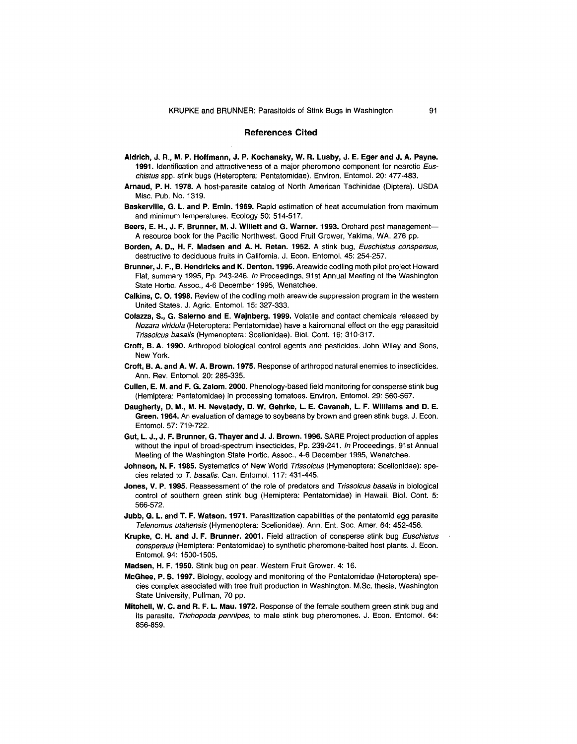## References Cited

**Aldrich, J. R., M. P. Hoffmann, J. P. Kochansky, W. R. Lusby, J. E. Eger and J. A. Payne. 1991.** Identification and attractiveness of a major pheromone component for nearctic *Euschistus* spp. stink bugs (Heteroptera: Pentatomidae). Environ. Entomol. 20: 477-483.

**Arnaud, P. H. 1978.** A host-parasite catalog of North American Tachinidae (Diptera). USDA Misc. Pub. No. 1319.

**Baskerville, G. L. and P. Emin. 1969.** Rapid estimation of heat accumulation from maximum and minimum temperatures. Ecology 50: 514-517.

**Beers, E. H., J. F. Brunner, M. J. Willett and G. Warner. 1993.** Orchard pest management—A resource book for the Pacific Northwest. Good Fruit Grower, Yakima, WA. 276 pp.

**Borden, A. D., H. F. Madsen and A. H. Retan. 1952.** A stink bug, *Euschistus conspersus*, destructive to deciduous fruits in California. J. Econ. Entomol. 45: 254-257.

**Brunner, J. F., B. Hendricks and K. Denton. 1996.** Areawide codling moth pilot project Howard Flat, summary 1995, Pp. 243-246. *In* Proceedings, 91st Annual Meeting of the Washington State Hortic. Assoc., 4-6 December 1995, Wenatchee.

**Calkins, C. O. 1998.** Review of the codling moth areawide suppression program in the western United States. J. Agric. Entomol. 15: 327-333.

**Colazza, S., G. Salerno and E. Wajnberg. 1999.** Volatile and contact chemicals released by *Nezara viridula* (Heteroptera: Pentatomidae) have a kairomonal effect on the egg parasitoid *Trissolcus basalis* (Hymenoptera: Scelionidae). Biol. Cont. 16: 310-317.

**Croft, B. A. 1990.** Arthropod biological control agents and pesticides. John Wiley and Sons, New York.

**Croft, B. A. and A. W. A. Brown. 1975.** Response of arthropod natural enemies to insecticides. Ann. Rev. Entomol. 20: 285-335.

**Cullen, E. M. and F. G. Zalom. 2000.** Phenology-based field monitoring for consperse stink bug (Hemiptera: Pentatomidae) in processing tomatoes. Environ. Entomol. 29: 560-567.

**Daugherty, D. M., M. H. Nevstady, D. W. Gehrke, L. E. Cavanah, L. F. Williams and D. E. Green. 1964.** An evaluation of damage to soybeans by brown and green stink bugs. J. Econ. Entomol. 57: 719-722.

**Gut, L. J., J. F. Brunner, G. Thayer and J. J. Brown. 1996.** SARE Project production of apples without the input of broad-spectrum insecticides, Pp. 239-241. *In* Proceedings, 91st Annual Meeting of the Washington State Hortic. Assoc., 4-6 December 1995, Wenatchee.

**Johnson, N. F. 1985.** Systematics of New World *Trissolcus* (Hymenoptera: Scelionidae): species related to *T. basalis*. Can. Entomol. 117: 431-445.

**Jones, V. P. 1995.** Reassessment of the role of predators and *Trissolcus basalis* in biological control of southern green stink bug (Hemiptera: Pentatomidae) in Hawaii. Biol. Cont. 5: 566-572.

**Jubb, G. L. and T. F. Watson. 1971.** Parasitization capabilities of the pentatomid egg parasite *Telenomus utahensis* (Hymenoptera: Scelionidae). Ann. Ent. Soc. Amer. 64: 452-456.

**Krupke, C. H. and J. F. Brunner. 2001.** Field attraction of consperse stink bug *Euschistus conspersus* (Hemiptera: Pentatomidae) to synthetic pheromone-baited host plants. J. Econ. Entomol. 94: 1500-1505.

**Madsen, H. F. 1950.** Stink bug on pear. Western Fruit Grower. 4: 16.

**McGhee, P. S. 1997.** Biology, ecology and monitoring of the Pentatomidae (Heteroptera) species complex associated with tree fruit production in Washington. M.Sc. thesis, Washington State University, Pullman, 70 pp.

**Mitchell, W. C. and R. F. L. Mau. 1972.** Response of the female southern green stink bug and its parasite, *Trichopoda pennipes*, to male stink bug pheromones. J. Econ. Entomol. 64: 856-859.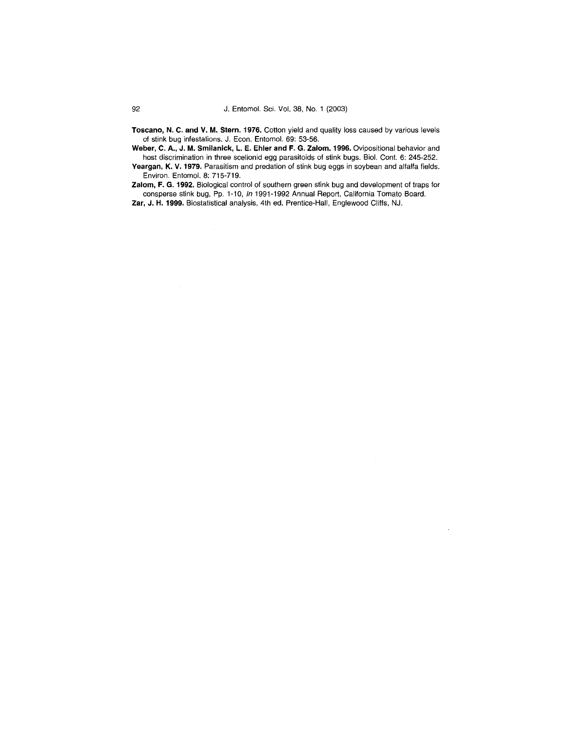**Toscano, N. C. and V. M. Stern. 1976.** Cotton yield and quality loss caused by various levels of stink bug infestations. J. Econ. Entomol. 69: 53-56.

**Weber, C. A., J. M. Smilanick, L. E. Ehler and F. G. Zalom. 1996.** Ovipositional behavior and host discrimination in three scelionid egg parasitoids of stink bugs. Biol. Cont. 6: 245-252.

**Yeargan, K. V. 1979.** Parasitism and predation of stink bug eggs in soybean and alfalfa fields. Environ. Entomol. 8: 715-719.

**Zalom, F. G. 1992.** Biological control of southern green stink bug and development of traps for consperse stink bug, Pp. 1-10, *In* 1991-1992 Annual Report, California Tomato Board.

**Zar, J. H. 1999.** Biostatistical analysis, 4th ed. Prentice-Hall, Englewood Cliffs, NJ.